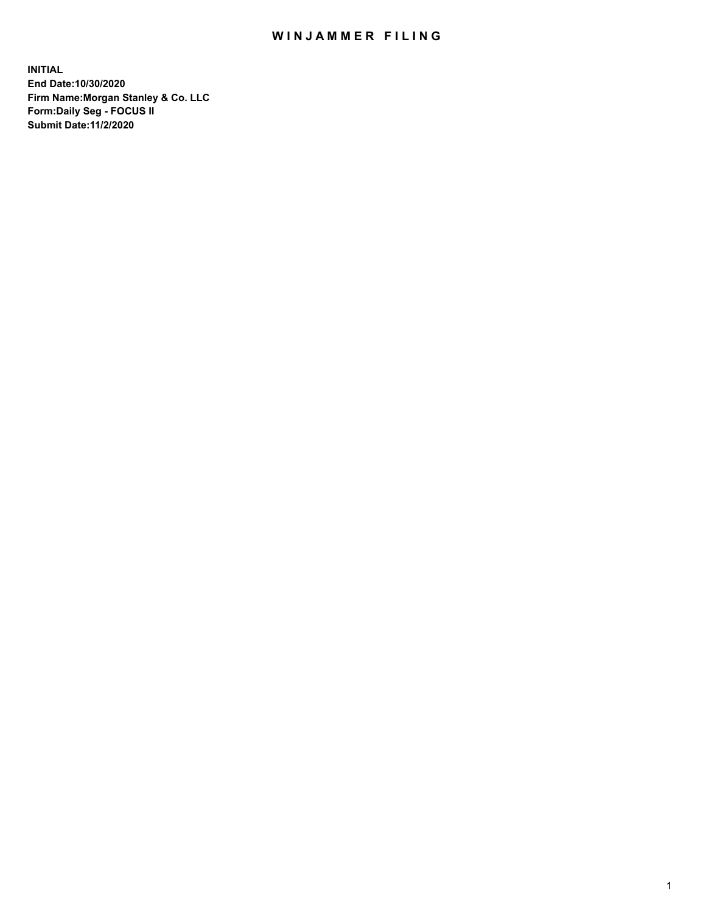# WINJAMMER FILING

**INITIAL**
**End Date:10/30/2020**
**Firm Name:Morgan Stanley & Co. LLC**
**Form:Daily Seg - FOCUS II**
**Submit Date:11/2/2020**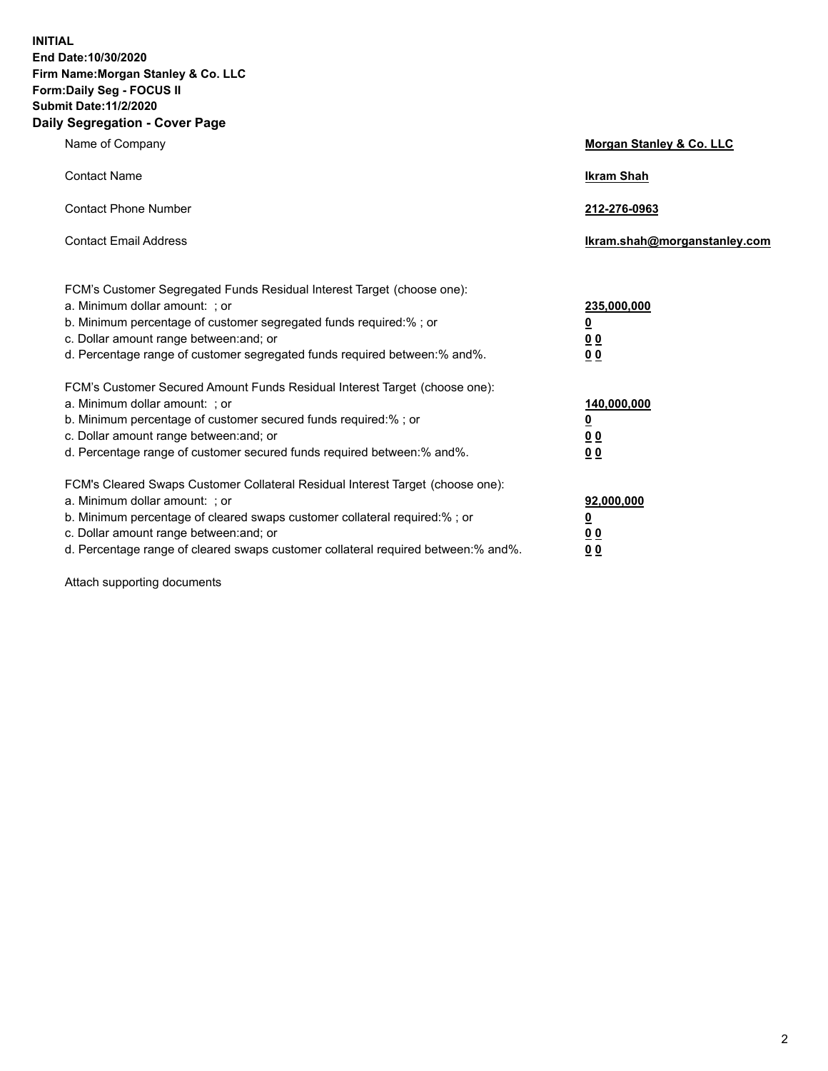**INITIAL**
**End Date:10/30/2020**
**Firm Name:Morgan Stanley & Co. LLC**
**Form:Daily Seg - FOCUS II**
**Submit Date:11/2/2020**

## Daily Segregation - Cover Page

| | |
|---|---|
| Name of Company | **Morgan Stanley & Co. LLC** |
| Contact Name | **Ikram Shah** |
| Contact Phone Number | **212-276-0963** |
| Contact Email Address | **Ikram.shah@morganstanley.com** |

| | |
|---|---|
| FCM's Customer Segregated Funds Residual Interest Target (choose one): | |
| a. Minimum dollar amount: ; or | **235,000,000** |
| b. Minimum percentage of customer segregated funds required:% ; or | **0** |
| c. Dollar amount range between:and; or | **0 0** |
| d. Percentage range of customer segregated funds required between:% and%. | **0 0** |
| FCM's Customer Secured Amount Funds Residual Interest Target (choose one): | |
| a. Minimum dollar amount: ; or | **140,000,000** |
| b. Minimum percentage of customer secured funds required:% ; or | **0** |
| c. Dollar amount range between:and; or | **0 0** |
| d. Percentage range of customer secured funds required between:% and%. | **0 0** |
| FCM's Cleared Swaps Customer Collateral Residual Interest Target (choose one): | |
| a. Minimum dollar amount: ; or | **92,000,000** |
| b. Minimum percentage of cleared swaps customer collateral required:% ; or | **0** |
| c. Dollar amount range between:and; or | **0 0** |
| d. Percentage range of cleared swaps customer collateral required between:% and%. | **0 0** |

Attach supporting documents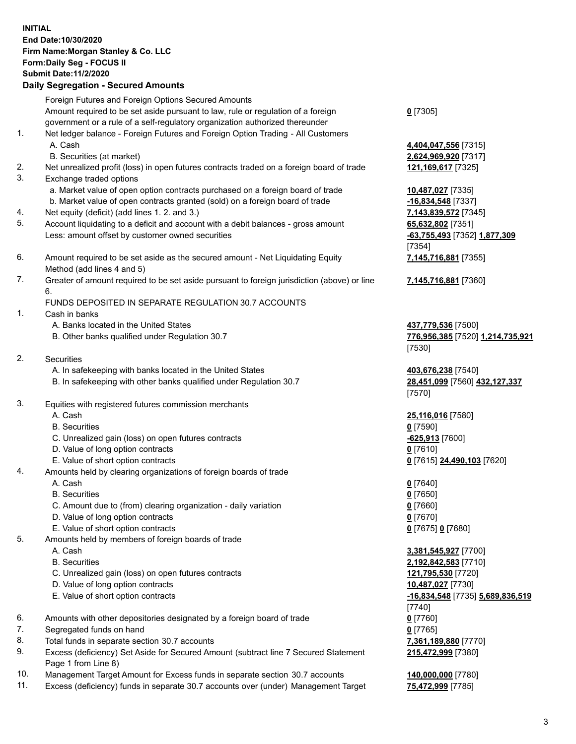**INITIAL**
**End Date:10/30/2020**
**Firm Name:Morgan Stanley & Co. LLC**
**Form:Daily Seg - FOCUS II**
**Submit Date:11/2/2020**

## Daily Segregation - Secured Amounts

| | | |
|---|---|---|
| | Foreign Futures and Foreign Options Secured Amounts | |
| | Amount required to be set aside pursuant to law, rule or regulation of a foreign government or a rule of a self-regulatory organization authorized thereunder | 0 [7305] |
| 1. | Net ledger balance - Foreign Futures and Foreign Option Trading - All Customers | |
| | A. Cash | 4,404,047,556 [7315] |
| | B. Securities (at market) | 2,624,969,920 [7317] |
| 2. | Net unrealized profit (loss) in open futures contracts traded on a foreign board of trade | 121,169,617 [7325] |
| 3. | Exchange traded options | |
| | a. Market value of open option contracts purchased on a foreign board of trade | 10,487,027 [7335] |
| | b. Market value of open contracts granted (sold) on a foreign board of trade | -16,834,548 [7337] |
| 4. | Net equity (deficit) (add lines 1. 2. and 3.) | 7,143,839,572 [7345] |
| 5. | Account liquidating to a deficit and account with a debit balances - gross amount | 65,632,802 [7351] |
| | Less: amount offset by customer owned securities | -63,755,493 [7352] 1,877,309 [7354] |
| 6. | Amount required to be set aside as the secured amount - Net Liquidating Equity Method (add lines 4 and 5) | 7,145,716,881 [7355] |
| 7. | Greater of amount required to be set aside pursuant to foreign jurisdiction (above) or line 6. | 7,145,716,881 [7360] |
| | FUNDS DEPOSITED IN SEPARATE REGULATION 30.7 ACCOUNTS | |
| 1. | Cash in banks | |
| | A. Banks located in the United States | 437,779,536 [7500] |
| | B. Other banks qualified under Regulation 30.7 | 776,956,385 [7520] 1,214,735,921 [7530] |
| 2. | Securities | |
| | A. In safekeeping with banks located in the United States | 403,676,238 [7540] |
| | B. In safekeeping with other banks qualified under Regulation 30.7 | 28,451,099 [7560] 432,127,337 [7570] |
| 3. | Equities with registered futures commission merchants | |
| | A. Cash | 25,116,016 [7580] |
| | B. Securities | 0 [7590] |
| | C. Unrealized gain (loss) on open futures contracts | -625,913 [7600] |
| | D. Value of long option contracts | 0 [7610] |
| | E. Value of short option contracts | 0 [7615] 24,490,103 [7620] |
| 4. | Amounts held by clearing organizations of foreign boards of trade | |
| | A. Cash | 0 [7640] |
| | B. Securities | 0 [7650] |
| | C. Amount due to (from) clearing organization - daily variation | 0 [7660] |
| | D. Value of long option contracts | 0 [7670] |
| | E. Value of short option contracts | 0 [7675] 0 [7680] |
| 5. | Amounts held by members of foreign boards of trade | |
| | A. Cash | 3,381,545,927 [7700] |
| | B. Securities | 2,192,842,583 [7710] |
| | C. Unrealized gain (loss) on open futures contracts | 121,795,530 [7720] |
| | D. Value of long option contracts | 10,487,027 [7730] |
| | E. Value of short option contracts | -16,834,548 [7735] 5,689,836,519 [7740] |
| 6. | Amounts with other depositories designated by a foreign board of trade | 0 [7760] |
| 7. | Segregated funds on hand | 0 [7765] |
| 8. | Total funds in separate section 30.7 accounts | 7,361,189,880 [7770] |
| 9. | Excess (deficiency) Set Aside for Secured Amount (subtract line 7 Secured Statement Page 1 from Line 8) | 215,472,999 [7380] |
| 10. | Management Target Amount for Excess funds in separate section 30.7 accounts | 140,000,000 [7780] |
| 11. | Excess (deficiency) funds in separate 30.7 accounts over (under) Management Target | 75,472,999 [7785] |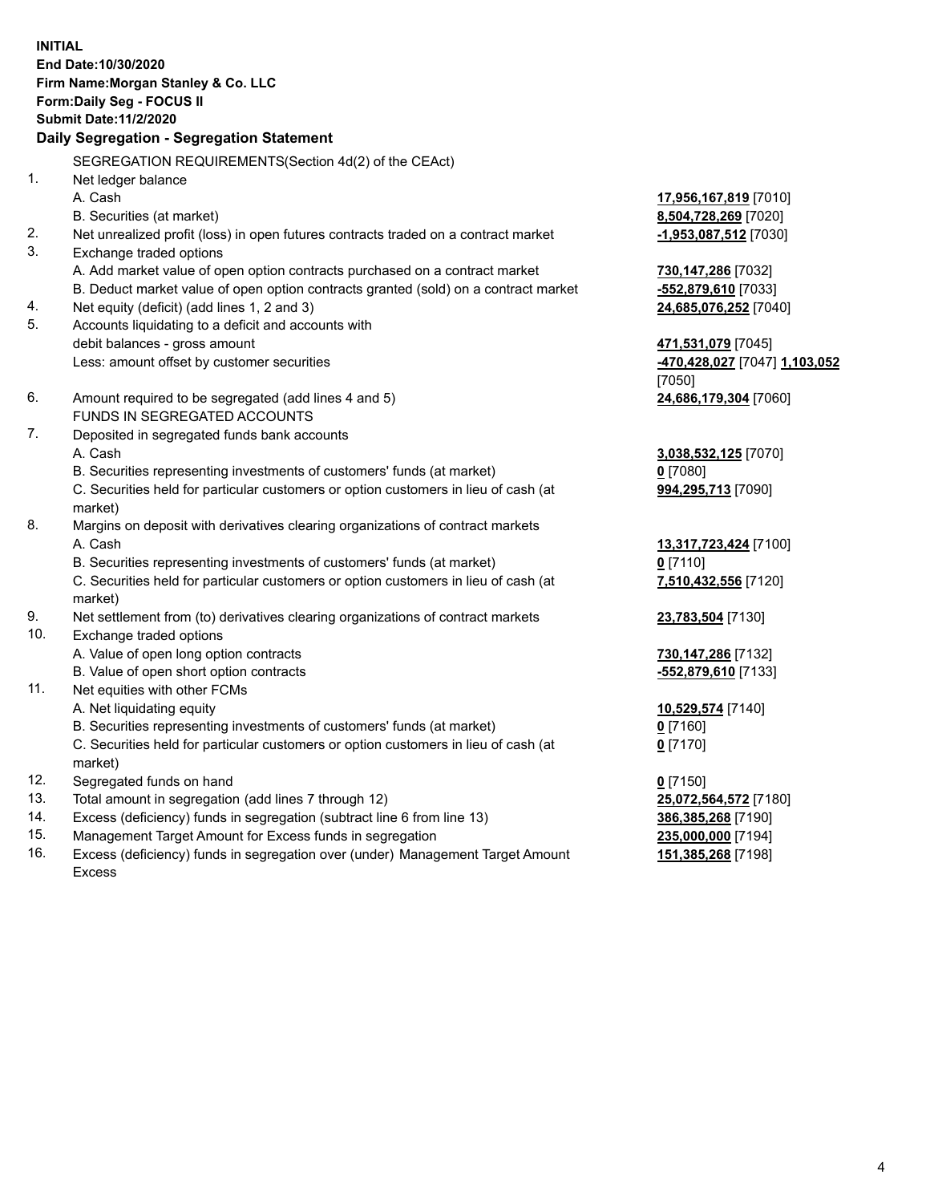**INITIAL**
**End Date:10/30/2020**
**Firm Name:Morgan Stanley & Co. LLC**
**Form:Daily Seg - FOCUS II**
**Submit Date:11/2/2020**

### Daily Segregation - Segregation Statement

SEGREGATION REQUIREMENTS(Section 4d(2) of the CEAct)

| | | |
|---|---|---|
| 1. | Net ledger balance | |
| | A. Cash | **17,956,167,819** [7010] |
| | B. Securities (at market) | **8,504,728,269** [7020] |
| 2. | Net unrealized profit (loss) in open futures contracts traded on a contract market | **-1,953,087,512** [7030] |
| 3. | Exchange traded options | |
| | A. Add market value of open option contracts purchased on a contract market | **730,147,286** [7032] |
| | B. Deduct market value of open option contracts granted (sold) on a contract market | **-552,879,610** [7033] |
| 4. | Net equity (deficit) (add lines 1, 2 and 3) | **24,685,076,252** [7040] |
| 5. | Accounts liquidating to a deficit and accounts with debit balances - gross amount | **471,531,079** [7045] |
| | Less: amount offset by customer securities | **-470,428,027** [7047] **1,103,052** [7050] |
| 6. | Amount required to be segregated (add lines 4 and 5) | **24,686,179,304** [7060] |
| | FUNDS IN SEGREGATED ACCOUNTS | |
| 7. | Deposited in segregated funds bank accounts | |
| | A. Cash | **3,038,532,125** [7070] |
| | B. Securities representing investments of customers' funds (at market) | **0** [7080] |
| | C. Securities held for particular customers or option customers in lieu of cash (at market) | **994,295,713** [7090] |
| 8. | Margins on deposit with derivatives clearing organizations of contract markets | |
| | A. Cash | **13,317,723,424** [7100] |
| | B. Securities representing investments of customers' funds (at market) | **0** [7110] |
| | C. Securities held for particular customers or option customers in lieu of cash (at market) | **7,510,432,556** [7120] |
| 9. | Net settlement from (to) derivatives clearing organizations of contract markets | **23,783,504** [7130] |
| 10. | Exchange traded options | |
| | A. Value of open long option contracts | **730,147,286** [7132] |
| | B. Value of open short option contracts | **-552,879,610** [7133] |
| 11. | Net equities with other FCMs | |
| | A. Net liquidating equity | **10,529,574** [7140] |
| | B. Securities representing investments of customers' funds (at market) | **0** [7160] |
| | C. Securities held for particular customers or option customers in lieu of cash (at market) | **0** [7170] |
| 12. | Segregated funds on hand | **0** [7150] |
| 13. | Total amount in segregation (add lines 7 through 12) | **25,072,564,572** [7180] |
| 14. | Excess (deficiency) funds in segregation (subtract line 6 from line 13) | **386,385,268** [7190] |
| 15. | Management Target Amount for Excess funds in segregation | **235,000,000** [7194] |
| 16. | Excess (deficiency) funds in segregation over (under) Management Target Amount Excess | **151,385,268** [7198] |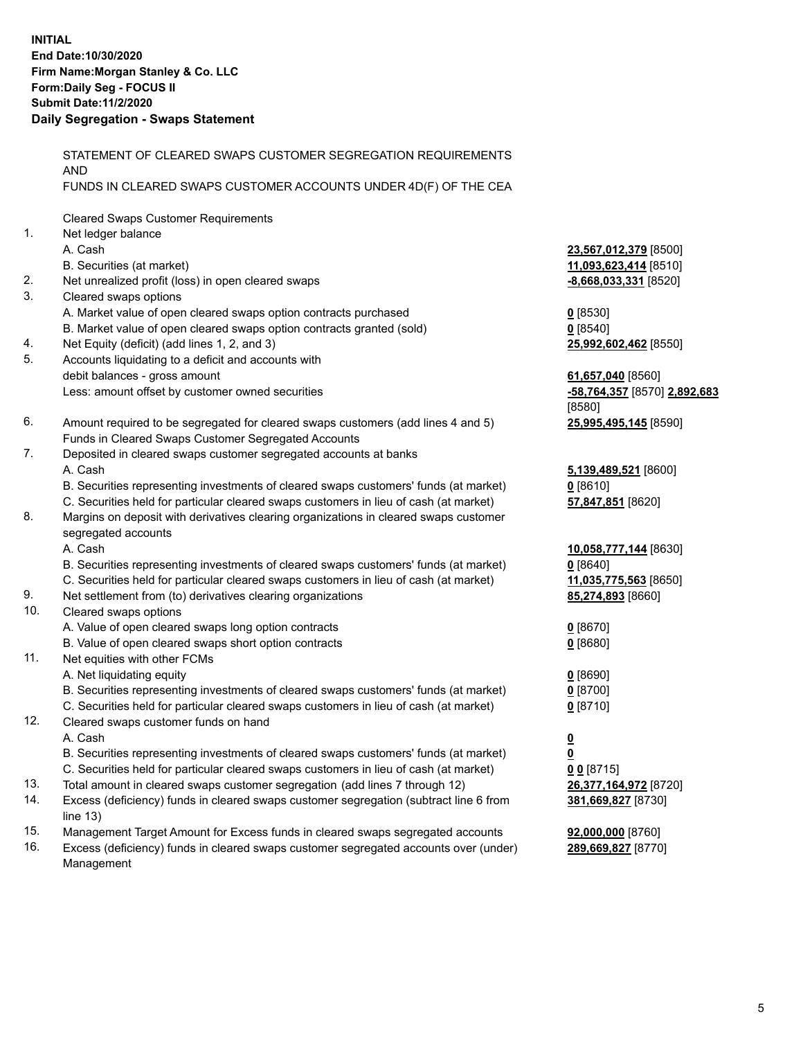**INITIAL**
**End Date:10/30/2020**
**Firm Name:Morgan Stanley & Co. LLC**
**Form:Daily Seg - FOCUS II**
**Submit Date:11/2/2020**
**Daily Segregation - Swaps Statement**

STATEMENT OF CLEARED SWAPS CUSTOMER SEGREGATION REQUIREMENTS AND
FUNDS IN CLEARED SWAPS CUSTOMER ACCOUNTS UNDER 4D(F) OF THE CEA

| | | |
|---|---|---|
| | Cleared Swaps Customer Requirements | |
| 1. | Net ledger balance | |
| | A. Cash | **23,567,012,379** [8500] |
| | B. Securities (at market) | **11,093,623,414** [8510] |
| 2. | Net unrealized profit (loss) in open cleared swaps | **-8,668,033,331** [8520] |
| 3. | Cleared swaps options | |
| | A. Market value of open cleared swaps option contracts purchased | **0** [8530] |
| | B. Market value of open cleared swaps option contracts granted (sold) | **0** [8540] |
| 4. | Net Equity (deficit) (add lines 1, 2, and 3) | **25,992,602,462** [8550] |
| 5. | Accounts liquidating to a deficit and accounts with debit balances - gross amount | **61,657,040** [8560] |
| | Less: amount offset by customer owned securities | **-58,764,357** [8570] **2,892,683** [8580] |
| 6. | Amount required to be segregated for cleared swaps customers (add lines 4 and 5) | **25,995,495,145** [8590] |
| | Funds in Cleared Swaps Customer Segregated Accounts | |
| 7. | Deposited in cleared swaps customer segregated accounts at banks | |
| | A. Cash | **5,139,489,521** [8600] |
| | B. Securities representing investments of cleared swaps customers' funds (at market) | **0** [8610] |
| | C. Securities held for particular cleared swaps customers in lieu of cash (at market) | **57,847,851** [8620] |
| 8. | Margins on deposit with derivatives clearing organizations in cleared swaps customer segregated accounts | |
| | A. Cash | **10,058,777,144** [8630] |
| | B. Securities representing investments of cleared swaps customers' funds (at market) | **0** [8640] |
| | C. Securities held for particular cleared swaps customers in lieu of cash (at market) | **11,035,775,563** [8650] |
| 9. | Net settlement from (to) derivatives clearing organizations | **85,274,893** [8660] |
| 10. | Cleared swaps options | |
| | A. Value of open cleared swaps long option contracts | **0** [8670] |
| | B. Value of open cleared swaps short option contracts | **0** [8680] |
| 11. | Net equities with other FCMs | |
| | A. Net liquidating equity | **0** [8690] |
| | B. Securities representing investments of cleared swaps customers' funds (at market) | **0** [8700] |
| | C. Securities held for particular cleared swaps customers in lieu of cash (at market) | **0** [8710] |
| 12. | Cleared swaps customer funds on hand | |
| | A. Cash | **0** |
| | B. Securities representing investments of cleared swaps customers' funds (at market) | **0** |
| | C. Securities held for particular cleared swaps customers in lieu of cash (at market) | **0** **0** [8715] |
| 13. | Total amount in cleared swaps customer segregation (add lines 7 through 12) | **26,377,164,972** [8720] |
| 14. | Excess (deficiency) funds in cleared swaps customer segregation (subtract line 6 from line 13) | **381,669,827** [8730] |
| 15. | Management Target Amount for Excess funds in cleared swaps segregated accounts | **92,000,000** [8760] |
| 16. | Excess (deficiency) funds in cleared swaps customer segregated accounts over (under) Management | **289,669,827** [8770] |